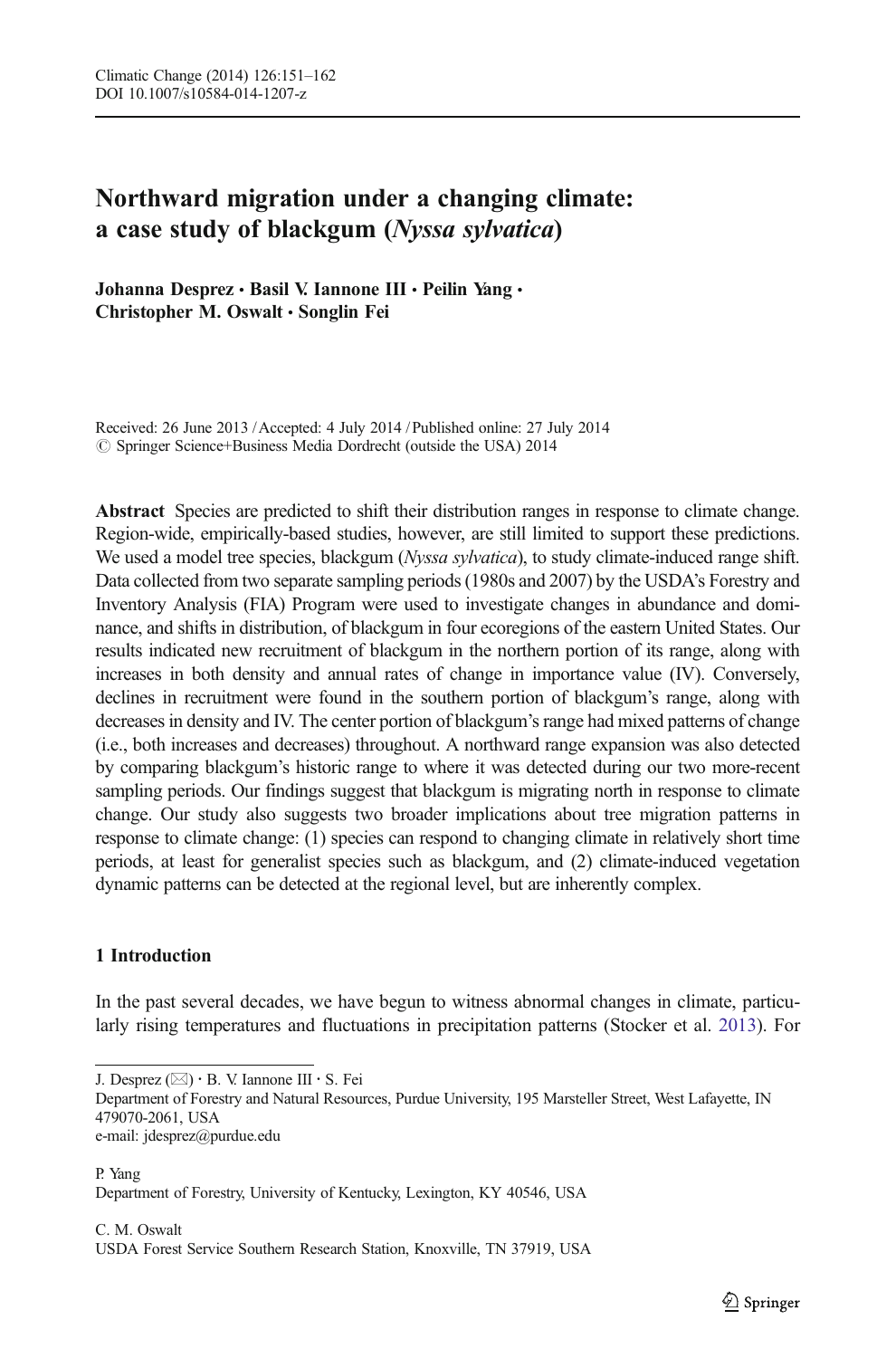# Northward migration under a changing climate: a case study of blackgum (*Nyssa sylvatica*)

**Johanna Desprez · Basil V. Iannone III · Peilin Yang · Christopher M. Oswalt · Songlin Fei**

Received: 26 June 2013 / Accepted: 4 July 2014 / Published online: 27 July 2014
© Springer Science+Business Media Dordrecht (outside the USA) 2014

**Abstract** Species are predicted to shift their distribution ranges in response to climate change. Region-wide, empirically-based studies, however, are still limited to support these predictions. We used a model tree species, blackgum (*Nyssa sylvatica*), to study climate-induced range shift. Data collected from two separate sampling periods (1980s and 2007) by the USDA's Forestry and Inventory Analysis (FIA) Program were used to investigate changes in abundance and dominance, and shifts in distribution, of blackgum in four ecoregions of the eastern United States. Our results indicated new recruitment of blackgum in the northern portion of its range, along with increases in both density and annual rates of change in importance value (IV). Conversely, declines in recruitment were found in the southern portion of blackgum's range, along with decreases in density and IV. The center portion of blackgum's range had mixed patterns of change (i.e., both increases and decreases) throughout. A northward range expansion was also detected by comparing blackgum's historic range to where it was detected during our two more-recent sampling periods. Our findings suggest that blackgum is migrating north in response to climate change. Our study also suggests two broader implications about tree migration patterns in response to climate change: (1) species can respond to changing climate in relatively short time periods, at least for generalist species such as blackgum, and (2) climate-induced vegetation dynamic patterns can be detected at the regional level, but are inherently complex.

## 1 Introduction

In the past several decades, we have begun to witness abnormal changes in climate, particularly rising temperatures and fluctuations in precipitation patterns (Stocker et al. 2013). For

---

J. Desprez (✉) · B. V. Iannone III · S. Fei
Department of Forestry and Natural Resources, Purdue University, 195 Marsteller Street, West Lafayette, IN 479070-2061, USA
e-mail: jdesprez@purdue.edu

P. Yang
Department of Forestry, University of Kentucky, Lexington, KY 40546, USA

C. M. Oswalt
USDA Forest Service Southern Research Station, Knoxville, TN 37919, USA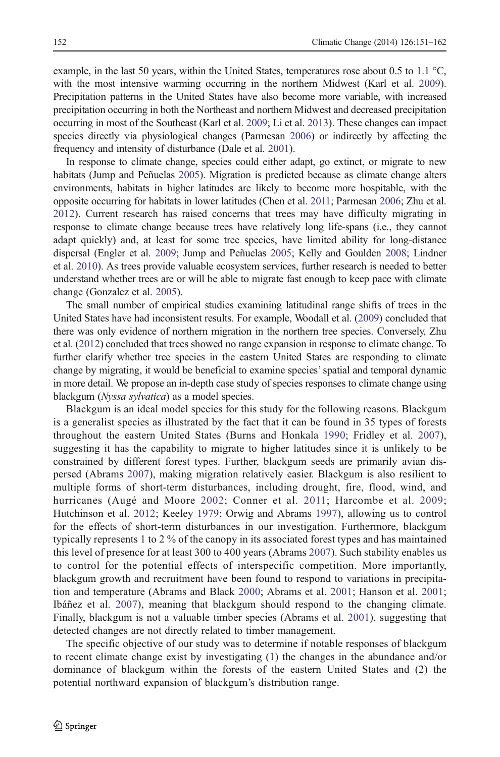example, in the last 50 years, within the United States, temperatures rose about 0.5 to 1.1 °C, with the most intensive warming occurring in the northern Midwest (Karl et al. 2009). Precipitation patterns in the United States have also become more variable, with increased precipitation occurring in both the Northeast and northern Midwest and decreased precipitation occurring in most of the Southeast (Karl et al. 2009; Li et al. 2013). These changes can impact species directly via physiological changes (Parmesan 2006) or indirectly by affecting the frequency and intensity of disturbance (Dale et al. 2001).

In response to climate change, species could either adapt, go extinct, or migrate to new habitats (Jump and Peñuelas 2005). Migration is predicted because as climate change alters environments, habitats in higher latitudes are likely to become more hospitable, with the opposite occurring for habitats in lower latitudes (Chen et al. 2011; Parmesan 2006; Zhu et al. 2012). Current research has raised concerns that trees may have difficulty migrating in response to climate change because trees have relatively long life-spans (i.e., they cannot adapt quickly) and, at least for some tree species, have limited ability for long-distance dispersal (Engler et al. 2009; Jump and Peñuelas 2005; Kelly and Goulden 2008; Lindner et al. 2010). As trees provide valuable ecosystem services, further research is needed to better understand whether trees are or will be able to migrate fast enough to keep pace with climate change (Gonzalez et al. 2005).

The small number of empirical studies examining latitudinal range shifts of trees in the United States have had inconsistent results. For example, Woodall et al. (2009) concluded that there was only evidence of northern migration in the northern tree species. Conversely, Zhu et al. (2012) concluded that trees showed no range expansion in response to climate change. To further clarify whether tree species in the eastern United States are responding to climate change by migrating, it would be beneficial to examine species' spatial and temporal dynamic in more detail. We propose an in-depth case study of species responses to climate change using blackgum (*Nyssa sylvatica*) as a model species.

Blackgum is an ideal model species for this study for the following reasons. Blackgum is a generalist species as illustrated by the fact that it can be found in 35 types of forests throughout the eastern United States (Burns and Honkala 1990; Fridley et al. 2007), suggesting it has the capability to migrate to higher latitudes since it is unlikely to be constrained by different forest types. Further, blackgum seeds are primarily avian dispersed (Abrams 2007), making migration relatively easier. Blackgum is also resilient to multiple forms of short-term disturbances, including drought, fire, flood, wind, and hurricanes (Augé and Moore 2002; Conner et al. 2011; Harcombe et al. 2009; Hutchinson et al. 2012; Keeley 1979; Orwig and Abrams 1997), allowing us to control for the effects of short-term disturbances in our investigation. Furthermore, blackgum typically represents 1 to 2 % of the canopy in its associated forest types and has maintained this level of presence for at least 300 to 400 years (Abrams 2007). Such stability enables us to control for the potential effects of interspecific competition. More importantly, blackgum growth and recruitment have been found to respond to variations in precipitation and temperature (Abrams and Black 2000; Abrams et al. 2001; Hanson et al. 2001; Ibáñez et al. 2007), meaning that blackgum should respond to the changing climate. Finally, blackgum is not a valuable timber species (Abrams et al. 2001), suggesting that detected changes are not directly related to timber management.

The specific objective of our study was to determine if notable responses of blackgum to recent climate change exist by investigating (1) the changes in the abundance and/or dominance of blackgum within the forests of the eastern United States and (2) the potential northward expansion of blackgum's distribution range.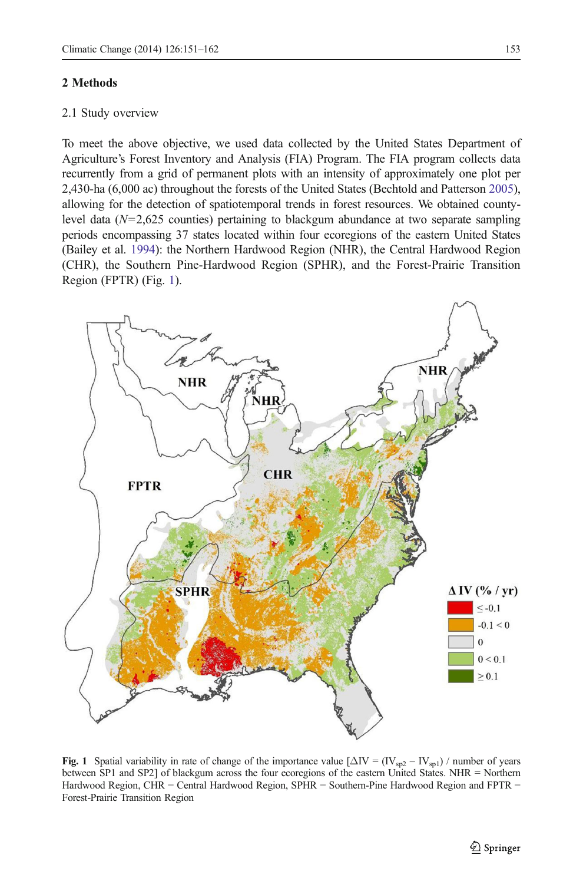## 2 Methods

### 2.1 Study overview

To meet the above objective, we used data collected by the United States Department of Agriculture's Forest Inventory and Analysis (FIA) Program. The FIA program collects data recurrently from a grid of permanent plots with an intensity of approximately one plot per 2,430-ha (6,000 ac) throughout the forests of the United States (Bechtold and Patterson 2005), allowing for the detection of spatiotemporal trends in forest resources. We obtained county-level data ($N$=2,625 counties) pertaining to blackgum abundance at two separate sampling periods encompassing 37 states located within four ecoregions of the eastern United States (Bailey et al. 1994): the Northern Hardwood Region (NHR), the Central Hardwood Region (CHR), the Southern Pine-Hardwood Region (SPHR), and the Forest-Prairie Transition Region (FPTR) (Fig. 1).

**Fig. 1** Spatial variability in rate of change of the importance value [$\Delta IV = (IV_{sp2} - IV_{sp1})$ / number of years between SP1 and SP2] of blackgum across the four ecoregions of the eastern United States. NHR = Northern Hardwood Region, CHR = Central Hardwood Region, SPHR = Southern-Pine Hardwood Region and FPTR = Forest-Prairie Transition Region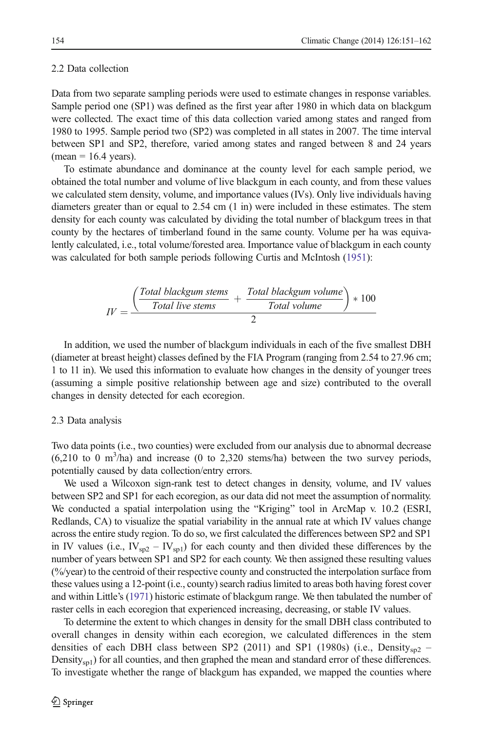### 2.2 Data collection

Data from two separate sampling periods were used to estimate changes in response variables. Sample period one (SP1) was defined as the first year after 1980 in which data on blackgum were collected. The exact time of this data collection varied among states and ranged from 1980 to 1995. Sample period two (SP2) was completed in all states in 2007. The time interval between SP1 and SP2, therefore, varied among states and ranged between 8 and 24 years (mean = 16.4 years).

To estimate abundance and dominance at the county level for each sample period, we obtained the total number and volume of live blackgum in each county, and from these values we calculated stem density, volume, and importance values (IVs). Only live individuals having diameters greater than or equal to 2.54 cm (1 in) were included in these estimates. The stem density for each county was calculated by dividing the total number of blackgum trees in that county by the hectares of timberland found in the same county. Volume per ha was equivalently calculated, i.e., total volume/forested area. Importance value of blackgum in each county was calculated for both sample periods following Curtis and McIntosh (1951):

$$IV = \frac{\left(\frac{Total\ blackgum\ stems}{Total\ live\ stems} + \frac{Total\ blackgum\ volume}{Total\ volume}\right) * 100}{2}$$

In addition, we used the number of blackgum individuals in each of the five smallest DBH (diameter at breast height) classes defined by the FIA Program (ranging from 2.54 to 27.96 cm; 1 to 11 in). We used this information to evaluate how changes in the density of younger trees (assuming a simple positive relationship between age and size) contributed to the overall changes in density detected for each ecoregion.

### 2.3 Data analysis

Two data points (i.e., two counties) were excluded from our analysis due to abnormal decrease (6,210 to 0 $m^3$/ha) and increase (0 to 2,320 stems/ha) between the two survey periods, potentially caused by data collection/entry errors.

We used a Wilcoxon sign-rank test to detect changes in density, volume, and IV values between SP2 and SP1 for each ecoregion, as our data did not meet the assumption of normality. We conducted a spatial interpolation using the "Kriging" tool in ArcMap v. 10.2 (ESRI, Redlands, CA) to visualize the spatial variability in the annual rate at which IV values change across the entire study region. To do so, we first calculated the differences between SP2 and SP1 in IV values (i.e., $IV_{sp2} - IV_{sp1}$) for each county and then divided these differences by the number of years between SP1 and SP2 for each county. We then assigned these resulting values (%/year) to the centroid of their respective county and constructed the interpolation surface from these values using a 12-point (i.e., county) search radius limited to areas both having forest cover and within Little's (1971) historic estimate of blackgum range. We then tabulated the number of raster cells in each ecoregion that experienced increasing, decreasing, or stable IV values.

To determine the extent to which changes in density for the small DBH class contributed to overall changes in density within each ecoregion, we calculated differences in the stem densities of each DBH class between SP2 (2011) and SP1 (1980s) (i.e., $Density_{sp2} - Density_{sp1}$) for all counties, and then graphed the mean and standard error of these differences. To investigate whether the range of blackgum has expanded, we mapped the counties where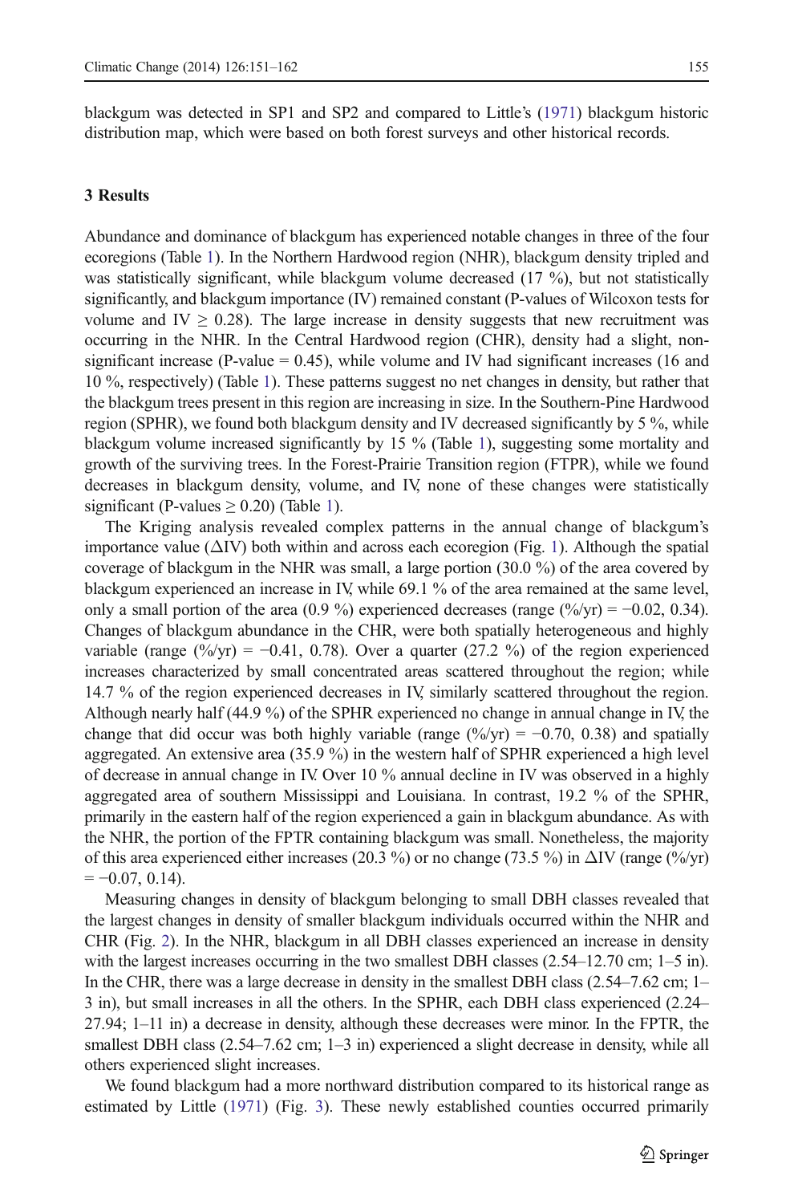blackgum was detected in SP1 and SP2 and compared to Little's (1971) blackgum historic distribution map, which were based on both forest surveys and other historical records.

## 3 Results

Abundance and dominance of blackgum has experienced notable changes in three of the four ecoregions (Table 1). In the Northern Hardwood region (NHR), blackgum density tripled and was statistically significant, while blackgum volume decreased (17 %), but not statistically significantly, and blackgum importance (IV) remained constant (P-values of Wilcoxon tests for volume and IV $\geq 0.28$). The large increase in density suggests that new recruitment was occurring in the NHR. In the Central Hardwood region (CHR), density had a slight, non-significant increase (P-value = 0.45), while volume and IV had significant increases (16 and 10 %, respectively) (Table 1). These patterns suggest no net changes in density, but rather that the blackgum trees present in this region are increasing in size. In the Southern-Pine Hardwood region (SPHR), we found both blackgum density and IV decreased significantly by 5 %, while blackgum volume increased significantly by 15 % (Table 1), suggesting some mortality and growth of the surviving trees. In the Forest-Prairie Transition region (FTPR), while we found decreases in blackgum density, volume, and IV, none of these changes were statistically significant (P-values $\geq 0.20$) (Table 1).

The Kriging analysis revealed complex patterns in the annual change of blackgum's importance value ($\Delta$IV) both within and across each ecoregion (Fig. 1). Although the spatial coverage of blackgum in the NHR was small, a large portion (30.0 %) of the area covered by blackgum experienced an increase in IV, while 69.1 % of the area remained at the same level, only a small portion of the area (0.9 %) experienced decreases (range (%/yr) = −0.02, 0.34). Changes of blackgum abundance in the CHR, were both spatially heterogeneous and highly variable (range (%/yr) = −0.41, 0.78). Over a quarter (27.2 %) of the region experienced increases characterized by small concentrated areas scattered throughout the region; while 14.7 % of the region experienced decreases in IV, similarly scattered throughout the region. Although nearly half (44.9 %) of the SPHR experienced no change in annual change in IV, the change that did occur was both highly variable (range (%/yr) = −0.70, 0.38) and spatially aggregated. An extensive area (35.9 %) in the western half of SPHR experienced a high level of decrease in annual change in IV. Over 10 % annual decline in IV was observed in a highly aggregated area of southern Mississippi and Louisiana. In contrast, 19.2 % of the SPHR, primarily in the eastern half of the region experienced a gain in blackgum abundance. As with the NHR, the portion of the FPTR containing blackgum was small. Nonetheless, the majority of this area experienced either increases (20.3 %) or no change (73.5 %) in $\Delta$IV (range (%/yr) = −0.07, 0.14).

Measuring changes in density of blackgum belonging to small DBH classes revealed that the largest changes in density of smaller blackgum individuals occurred within the NHR and CHR (Fig. 2). In the NHR, blackgum in all DBH classes experienced an increase in density with the largest increases occurring in the two smallest DBH classes (2.54–12.70 cm; 1–5 in). In the CHR, there was a large decrease in density in the smallest DBH class (2.54–7.62 cm; 1–3 in), but small increases in all the others. In the SPHR, each DBH class experienced (2.24–27.94; 1–11 in) a decrease in density, although these decreases were minor. In the FPTR, the smallest DBH class (2.54–7.62 cm; 1–3 in) experienced a slight decrease in density, while all others experienced slight increases.

We found blackgum had a more northward distribution compared to its historical range as estimated by Little (1971) (Fig. 3). These newly established counties occurred primarily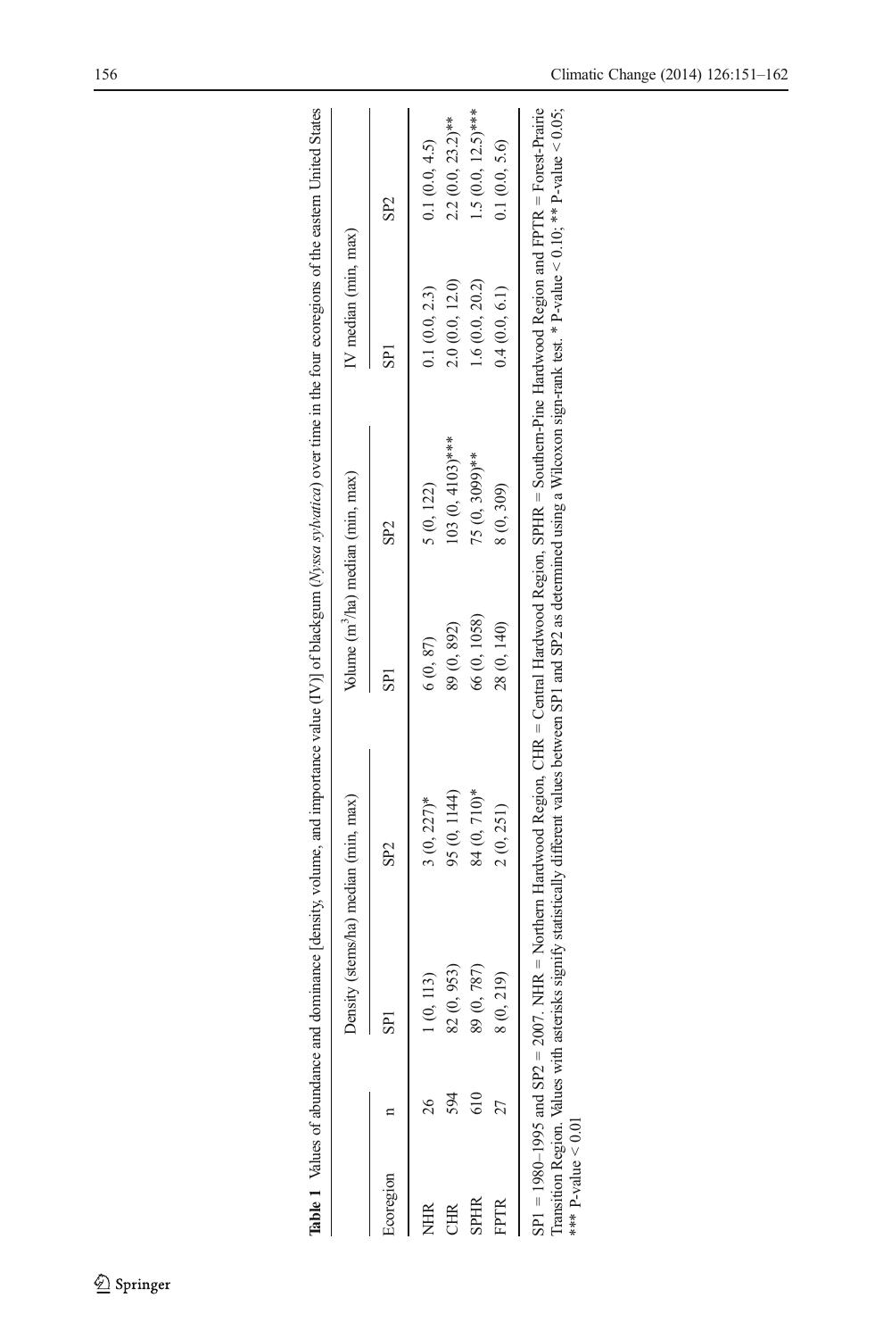**Table 1** Values of abundance and dominance [density, volume, and importance value (IV)] of blackgum (*Nyssa sylvatica*) over time in the four ecoregions of the eastern United States

| | | Density (stems/ha) median (min, max) | | Volume (m$^3$/ha) median (min, max) | | IV median (min, max) | |
|---|---|---|---|---|---|---|---|
| Ecoregion | n | SP1 | SP2 | SP1 | SP2 | SP1 | SP2 |
| NHR | 26 | 1 (0, 113) | 3 (0, 227)* | 6 (0, 87) | 5 (0, 122) | 0.1 (0.0, 2.3) | 0.1 (0.0, 4.5) |
| CHR | 594 | 82 (0, 953) | 95 (0, 1144) | 89 (0, 892) | 103 (0, 4103)*** | 2.0 (0.0, 12.0) | 2.2 (0.0, 23.2)** |
| SPHR | 610 | 89 (0, 787) | 84 (0, 710)* | 66 (0, 1058) | 75 (0, 3099)** | 1.6 (0.0, 20.2) | 1.5 (0.0, 12.5)*** |
| FPTR | 27 | 8 (0, 219) | 2 (0, 251) | 28 (0, 140) | 8 (0, 309) | 0.4 (0.0, 6.1) | 0.1 (0.0, 5.6) |

SP1 = 1980–1995 and SP2 = 2007. NHR = Northern Hardwood Region, CHR = Central Hardwood Region, SPHR = Southern-Pine Hardwood Region and FPTR = Forest-Prairie Transition Region. Values with asterisks signify statistically different values between SP1 and SP2 as determined using a Wilcoxon sign-rank test. * P-value < 0.10; ** P-value < 0.05; *** P-value < 0.01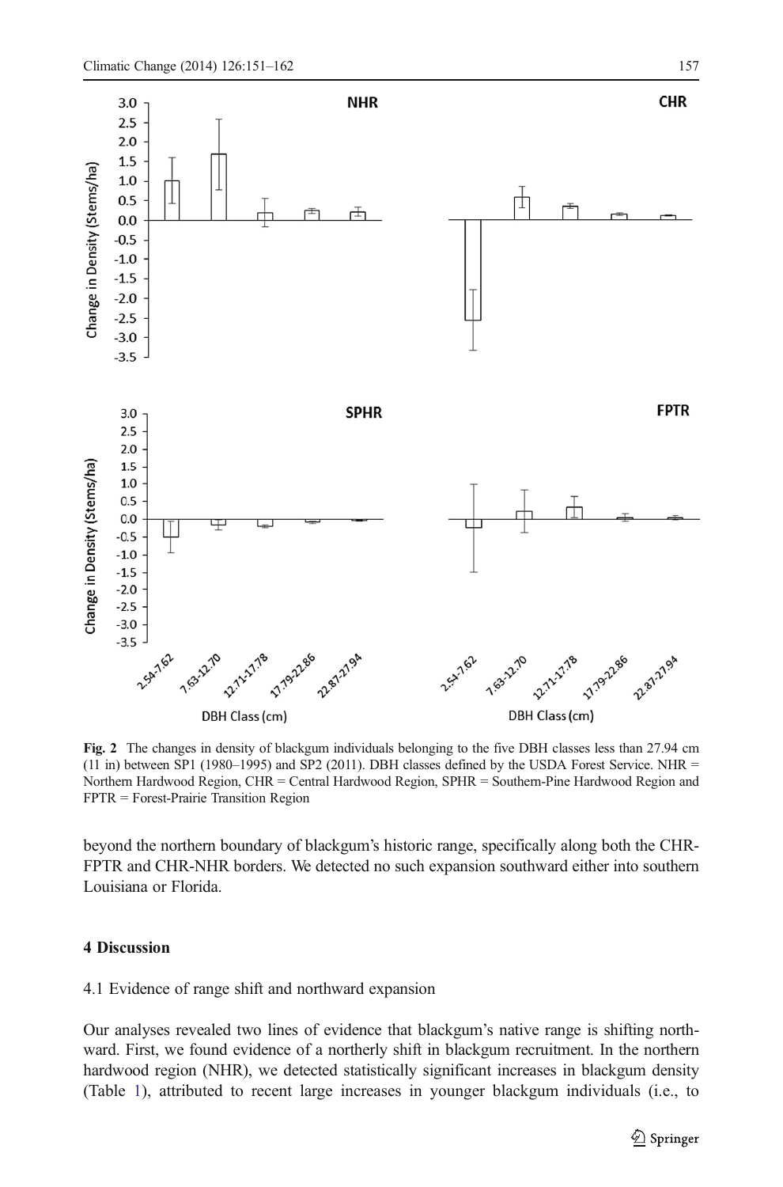**Fig. 2** The changes in density of blackgum individuals belonging to the five DBH classes less than 27.94 cm (11 in) between SP1 (1980–1995) and SP2 (2011). DBH classes defined by the USDA Forest Service. NHR = Northern Hardwood Region, CHR = Central Hardwood Region, SPHR = Southern-Pine Hardwood Region and FPTR = Forest-Prairie Transition Region

beyond the northern boundary of blackgum's historic range, specifically along both the CHR-FPTR and CHR-NHR borders. We detected no such expansion southward either into southern Louisiana or Florida.

## 4 Discussion

### 4.1 Evidence of range shift and northward expansion

Our analyses revealed two lines of evidence that blackgum's native range is shifting northward. First, we found evidence of a northerly shift in blackgum recruitment. In the northern hardwood region (NHR), we detected statistically significant increases in blackgum density (Table 1), attributed to recent large increases in younger blackgum individuals (i.e., to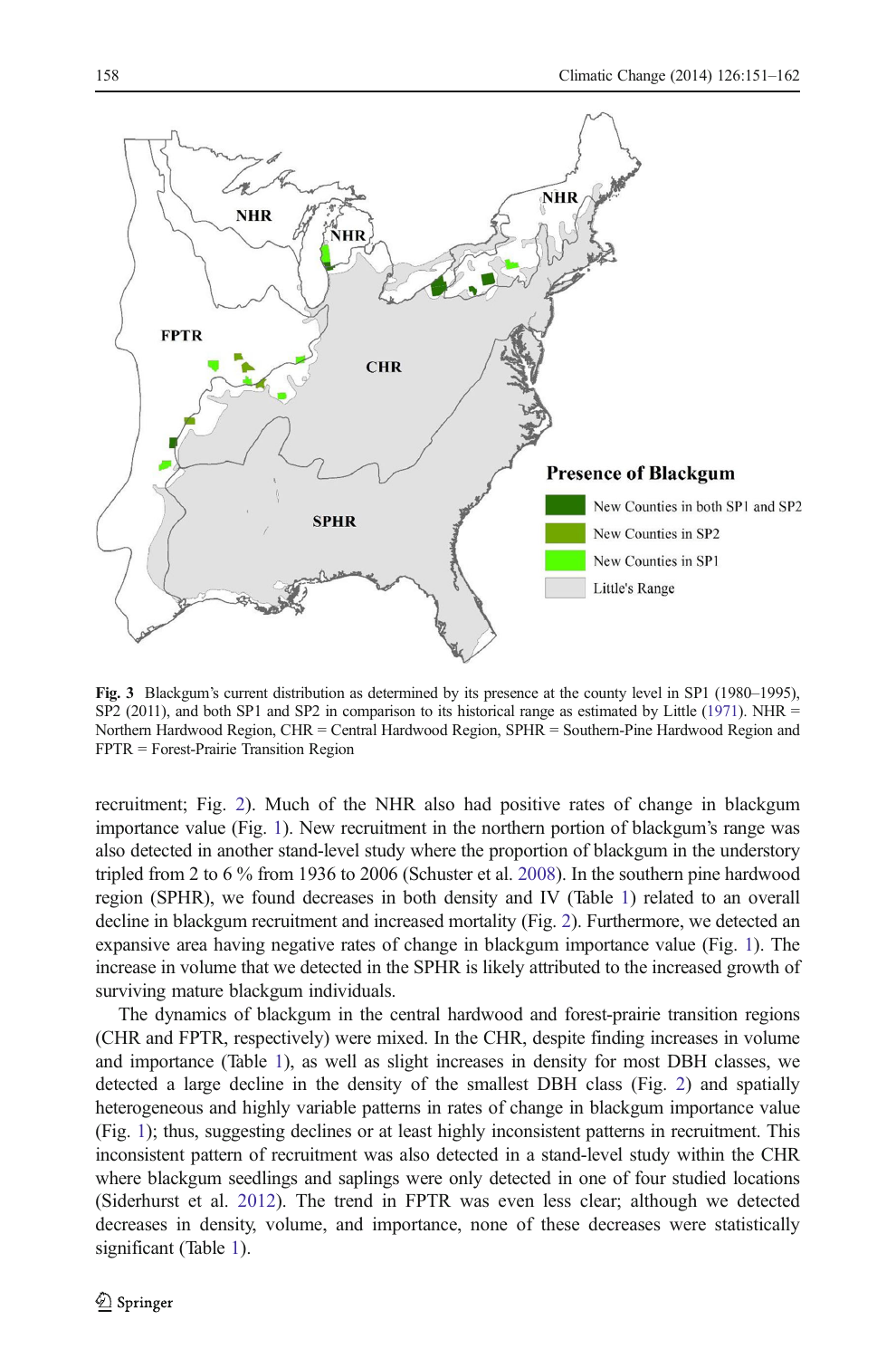**Fig. 3** Blackgum's current distribution as determined by its presence at the county level in SP1 (1980–1995), SP2 (2011), and both SP1 and SP2 in comparison to its historical range as estimated by Little (1971). NHR = Northern Hardwood Region, CHR = Central Hardwood Region, SPHR = Southern-Pine Hardwood Region and FPTR = Forest-Prairie Transition Region

recruitment; Fig. 2). Much of the NHR also had positive rates of change in blackgum importance value (Fig. 1). New recruitment in the northern portion of blackgum's range was also detected in another stand-level study where the proportion of blackgum in the understory tripled from 2 to 6 % from 1936 to 2006 (Schuster et al. 2008). In the southern pine hardwood region (SPHR), we found decreases in both density and IV (Table 1) related to an overall decline in blackgum recruitment and increased mortality (Fig. 2). Furthermore, we detected an expansive area having negative rates of change in blackgum importance value (Fig. 1). The increase in volume that we detected in the SPHR is likely attributed to the increased growth of surviving mature blackgum individuals.

The dynamics of blackgum in the central hardwood and forest-prairie transition regions (CHR and FPTR, respectively) were mixed. In the CHR, despite finding increases in volume and importance (Table 1), as well as slight increases in density for most DBH classes, we detected a large decline in the density of the smallest DBH class (Fig. 2) and spatially heterogeneous and highly variable patterns in rates of change in blackgum importance value (Fig. 1); thus, suggesting declines or at least highly inconsistent patterns in recruitment. This inconsistent pattern of recruitment was also detected in a stand-level study within the CHR where blackgum seedlings and saplings were only detected in one of four studied locations (Siderhurst et al. 2012). The trend in FPTR was even less clear; although we detected decreases in density, volume, and importance, none of these decreases were statistically significant (Table 1).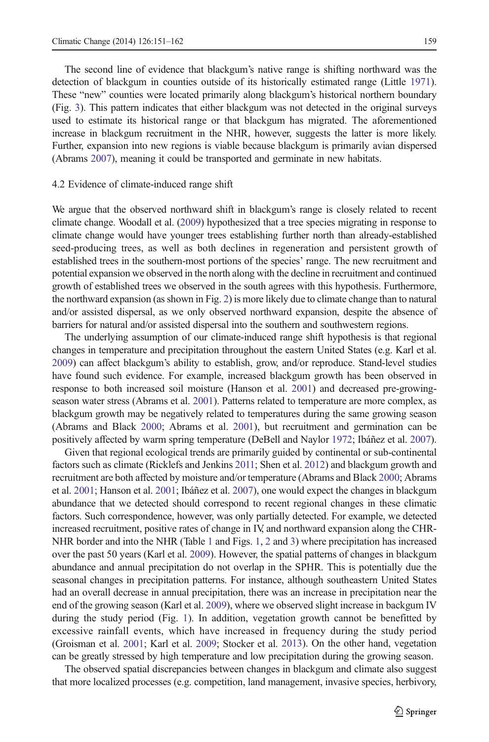The second line of evidence that blackgum's native range is shifting northward was the detection of blackgum in counties outside of its historically estimated range (Little 1971). These "new" counties were located primarily along blackgum's historical northern boundary (Fig. 3). This pattern indicates that either blackgum was not detected in the original surveys used to estimate its historical range or that blackgum has migrated. The aforementioned increase in blackgum recruitment in the NHR, however, suggests the latter is more likely. Further, expansion into new regions is viable because blackgum is primarily avian dispersed (Abrams 2007), meaning it could be transported and germinate in new habitats.

### 4.2 Evidence of climate-induced range shift

We argue that the observed northward shift in blackgum's range is closely related to recent climate change. Woodall et al. (2009) hypothesized that a tree species migrating in response to climate change would have younger trees establishing further north than already-established seed-producing trees, as well as both declines in regeneration and persistent growth of established trees in the southern-most portions of the species' range. The new recruitment and potential expansion we observed in the north along with the decline in recruitment and continued growth of established trees we observed in the south agrees with this hypothesis. Furthermore, the northward expansion (as shown in Fig. 2) is more likely due to climate change than to natural and/or assisted dispersal, as we only observed northward expansion, despite the absence of barriers for natural and/or assisted dispersal into the southern and southwestern regions.

The underlying assumption of our climate-induced range shift hypothesis is that regional changes in temperature and precipitation throughout the eastern United States (e.g. Karl et al. 2009) can affect blackgum's ability to establish, grow, and/or reproduce. Stand-level studies have found such evidence. For example, increased blackgum growth has been observed in response to both increased soil moisture (Hanson et al. 2001) and decreased pre-growing-season water stress (Abrams et al. 2001). Patterns related to temperature are more complex, as blackgum growth may be negatively related to temperatures during the same growing season (Abrams and Black 2000; Abrams et al. 2001), but recruitment and germination can be positively affected by warm spring temperature (DeBell and Naylor 1972; Ibáñez et al. 2007).

Given that regional ecological trends are primarily guided by continental or sub-continental factors such as climate (Ricklefs and Jenkins 2011; Shen et al. 2012) and blackgum growth and recruitment are both affected by moisture and/or temperature (Abrams and Black 2000; Abrams et al. 2001; Hanson et al. 2001; Ibáñez et al. 2007), one would expect the changes in blackgum abundance that we detected should correspond to recent regional changes in these climatic factors. Such correspondence, however, was only partially detected. For example, we detected increased recruitment, positive rates of change in IV, and northward expansion along the CHR-NHR border and into the NHR (Table 1 and Figs. 1, 2 and 3) where precipitation has increased over the past 50 years (Karl et al. 2009). However, the spatial patterns of changes in blackgum abundance and annual precipitation do not overlap in the SPHR. This is potentially due the seasonal changes in precipitation patterns. For instance, although southeastern United States had an overall decrease in annual precipitation, there was an increase in precipitation near the end of the growing season (Karl et al. 2009), where we observed slight increase in backgum IV during the study period (Fig. 1). In addition, vegetation growth cannot be benefitted by excessive rainfall events, which have increased in frequency during the study period (Groisman et al. 2001; Karl et al. 2009; Stocker et al. 2013). On the other hand, vegetation can be greatly stressed by high temperature and low precipitation during the growing season.

The observed spatial discrepancies between changes in blackgum and climate also suggest that more localized processes (e.g. competition, land management, invasive species, herbivory,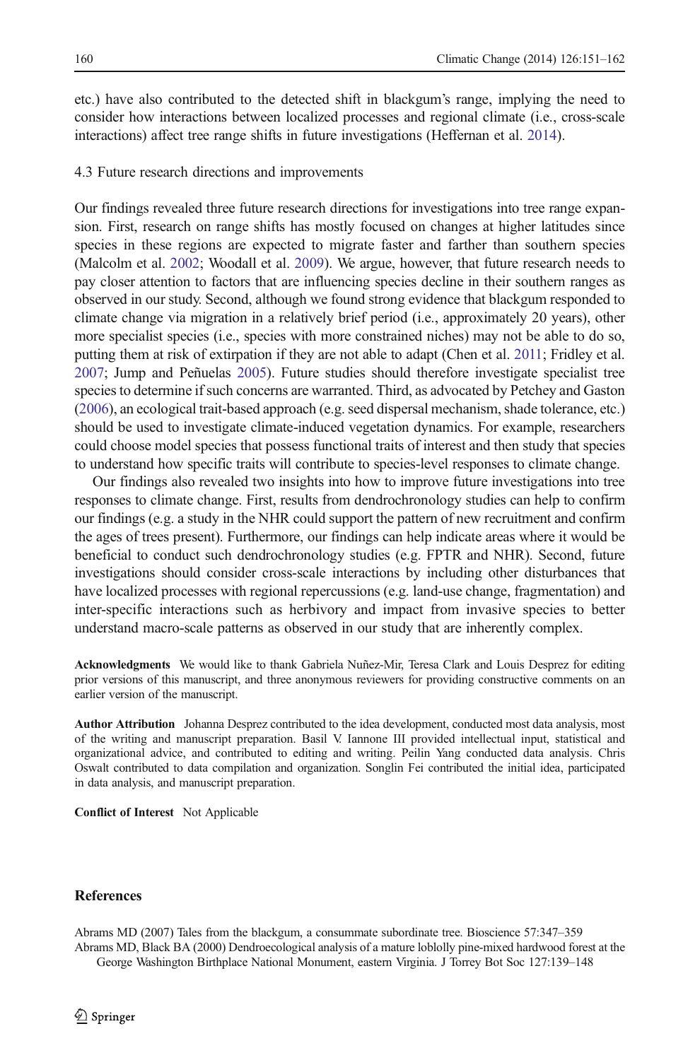etc.) have also contributed to the detected shift in blackgum's range, implying the need to consider how interactions between localized processes and regional climate (i.e., cross-scale interactions) affect tree range shifts in future investigations (Heffernan et al. 2014).

### 4.3 Future research directions and improvements

Our findings revealed three future research directions for investigations into tree range expansion. First, research on range shifts has mostly focused on changes at higher latitudes since species in these regions are expected to migrate faster and farther than southern species (Malcolm et al. 2002; Woodall et al. 2009). We argue, however, that future research needs to pay closer attention to factors that are influencing species decline in their southern ranges as observed in our study. Second, although we found strong evidence that blackgum responded to climate change via migration in a relatively brief period (i.e., approximately 20 years), other more specialist species (i.e., species with more constrained niches) may not be able to do so, putting them at risk of extirpation if they are not able to adapt (Chen et al. 2011; Fridley et al. 2007; Jump and Peñuelas 2005). Future studies should therefore investigate specialist tree species to determine if such concerns are warranted. Third, as advocated by Petchey and Gaston (2006), an ecological trait-based approach (e.g. seed dispersal mechanism, shade tolerance, etc.) should be used to investigate climate-induced vegetation dynamics. For example, researchers could choose model species that possess functional traits of interest and then study that species to understand how specific traits will contribute to species-level responses to climate change.

Our findings also revealed two insights into how to improve future investigations into tree responses to climate change. First, results from dendrochronology studies can help to confirm our findings (e.g. a study in the NHR could support the pattern of new recruitment and confirm the ages of trees present). Furthermore, our findings can help indicate areas where it would be beneficial to conduct such dendrochronology studies (e.g. FPTR and NHR). Second, future investigations should consider cross-scale interactions by including other disturbances that have localized processes with regional repercussions (e.g. land-use change, fragmentation) and inter-specific interactions such as herbivory and impact from invasive species to better understand macro-scale patterns as observed in our study that are inherently complex.

**Acknowledgments** We would like to thank Gabriela Nuñez-Mir, Teresa Clark and Louis Desprez for editing prior versions of this manuscript, and three anonymous reviewers for providing constructive comments on an earlier version of the manuscript.

**Author Attribution** Johanna Desprez contributed to the idea development, conducted most data analysis, most of the writing and manuscript preparation. Basil V. Iannone III provided intellectual input, statistical and organizational advice, and contributed to editing and writing. Peilin Yang conducted data analysis. Chris Oswalt contributed to data compilation and organization. Songlin Fei contributed the initial idea, participated in data analysis, and manuscript preparation.

**Conflict of Interest** Not Applicable

## References

Abrams MD (2007) Tales from the blackgum, a consummate subordinate tree. Bioscience 57:347–359

Abrams MD, Black BA (2000) Dendroecological analysis of a mature loblolly pine-mixed hardwood forest at the George Washington Birthplace National Monument, eastern Virginia. J Torrey Bot Soc 127:139–148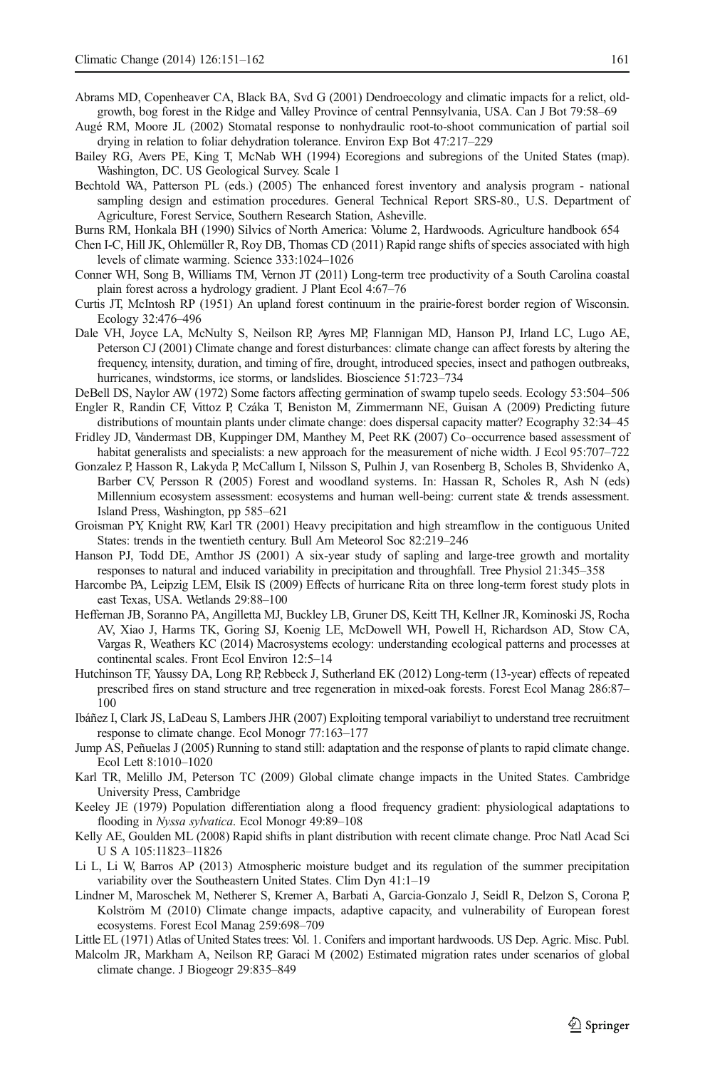Abrams MD, Copenheaver CA, Black BA, Svd G (2001) Dendroecology and climatic impacts for a relict, old-growth, bog forest in the Ridge and Valley Province of central Pennsylvania, USA. Can J Bot 79:58–69

Augé RM, Moore JL (2002) Stomatal response to nonhydraulic root-to-shoot communication of partial soil drying in relation to foliar dehydration tolerance. Environ Exp Bot 47:217–229

Bailey RG, Avers PE, King T, McNab WH (1994) Ecoregions and subregions of the United States (map). Washington, DC. US Geological Survey. Scale 1

Bechtold WA, Patterson PL (eds.) (2005) The enhanced forest inventory and analysis program - national sampling design and estimation procedures. General Technical Report SRS-80., U.S. Department of Agriculture, Forest Service, Southern Research Station, Asheville.

Burns RM, Honkala BH (1990) Silvics of North America: Volume 2, Hardwoods. Agriculture handbook 654

Chen I-C, Hill JK, Ohlemüller R, Roy DB, Thomas CD (2011) Rapid range shifts of species associated with high levels of climate warming. Science 333:1024–1026

Conner WH, Song B, Williams TM, Vernon JT (2011) Long-term tree productivity of a South Carolina coastal plain forest across a hydrology gradient. J Plant Ecol 4:67–76

Curtis JT, McIntosh RP (1951) An upland forest continuum in the prairie-forest border region of Wisconsin. Ecology 32:476–496

Dale VH, Joyce LA, McNulty S, Neilson RP, Ayres MP, Flannigan MD, Hanson PJ, Irland LC, Lugo AE, Peterson CJ (2001) Climate change and forest disturbances: climate change can affect forests by altering the frequency, intensity, duration, and timing of fire, drought, introduced species, insect and pathogen outbreaks, hurricanes, windstorms, ice storms, or landslides. Bioscience 51:723–734

DeBell DS, Naylor AW (1972) Some factors affecting germination of swamp tupelo seeds. Ecology 53:504–506

Engler R, Randin CF, Vittoz P, Czáka T, Beniston M, Zimmermann NE, Guisan A (2009) Predicting future distributions of mountain plants under climate change: does dispersal capacity matter? Ecography 32:34–45

Fridley JD, Vandermast DB, Kuppinger DM, Manthey M, Peet RK (2007) Co–occurrence based assessment of habitat generalists and specialists: a new approach for the measurement of niche width. J Ecol 95:707–722

Gonzalez P, Hasson R, Lakyda P, McCallum I, Nilsson S, Pulhin J, van Rosenberg B, Scholes B, Shvidenko A, Barber CV, Persson R (2005) Forest and woodland systems. In: Hassan R, Scholes R, Ash N (eds) Millennium ecosystem assessment: ecosystems and human well-being: current state & trends assessment. Island Press, Washington, pp 585–621

Groisman PY, Knight RW, Karl TR (2001) Heavy precipitation and high streamflow in the contiguous United States: trends in the twentieth century. Bull Am Meteorol Soc 82:219–246

Hanson PJ, Todd DE, Amthor JS (2001) A six-year study of sapling and large-tree growth and mortality responses to natural and induced variability in precipitation and throughfall. Tree Physiol 21:345–358

Harcombe PA, Leipzig LEM, Elsik IS (2009) Effects of hurricane Rita on three long-term forest study plots in east Texas, USA. Wetlands 29:88–100

Heffernan JB, Soranno PA, Angilletta MJ, Buckley LB, Gruner DS, Keitt TH, Kellner JR, Kominoski JS, Rocha AV, Xiao J, Harms TK, Goring SJ, Koenig LE, McDowell WH, Powell H, Richardson AD, Stow CA, Vargas R, Weathers KC (2014) Macrosystems ecology: understanding ecological patterns and processes at continental scales. Front Ecol Environ 12:5–14

Hutchinson TF, Yaussy DA, Long RP, Rebbeck J, Sutherland EK (2012) Long-term (13-year) effects of repeated prescribed fires on stand structure and tree regeneration in mixed-oak forests. Forest Ecol Manag 286:87–100

Ibáñez I, Clark JS, LaDeau S, Lambers JHR (2007) Exploiting temporal variabiliyt to understand tree recruitment response to climate change. Ecol Monogr 77:163–177

Jump AS, Peñuelas J (2005) Running to stand still: adaptation and the response of plants to rapid climate change. Ecol Lett 8:1010–1020

Karl TR, Melillo JM, Peterson TC (2009) Global climate change impacts in the United States. Cambridge University Press, Cambridge

Keeley JE (1979) Population differentiation along a flood frequency gradient: physiological adaptations to flooding in *Nyssa sylvatica*. Ecol Monogr 49:89–108

Kelly AE, Goulden ML (2008) Rapid shifts in plant distribution with recent climate change. Proc Natl Acad Sci U S A 105:11823–11826

Li L, Li W, Barros AP (2013) Atmospheric moisture budget and its regulation of the summer precipitation variability over the Southeastern United States. Clim Dyn 41:1–19

Lindner M, Maroschek M, Netherer S, Kremer A, Barbati A, Garcia-Gonzalo J, Seidl R, Delzon S, Corona P, Kolström M (2010) Climate change impacts, adaptive capacity, and vulnerability of European forest ecosystems. Forest Ecol Manag 259:698–709

Little EL (1971) Atlas of United States trees: Vol. 1. Conifers and important hardwoods. US Dep. Agric. Misc. Publ.

Malcolm JR, Markham A, Neilson RP, Garaci M (2002) Estimated migration rates under scenarios of global climate change. J Biogeogr 29:835–849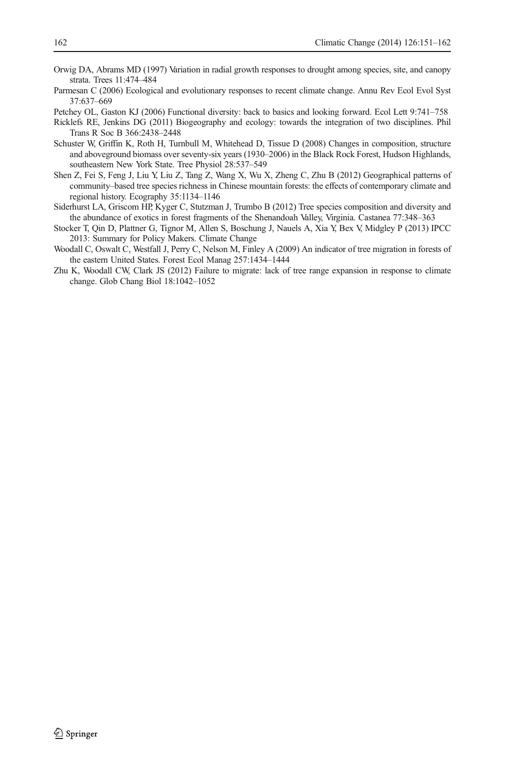Orwig DA, Abrams MD (1997) Variation in radial growth responses to drought among species, site, and canopy strata. Trees 11:474–484

Parmesan C (2006) Ecological and evolutionary responses to recent climate change. Annu Rev Ecol Evol Syst 37:637–669

Petchey OL, Gaston KJ (2006) Functional diversity: back to basics and looking forward. Ecol Lett 9:741–758

Ricklefs RE, Jenkins DG (2011) Biogeography and ecology: towards the integration of two disciplines. Phil Trans R Soc B 366:2438–2448

Schuster W, Griffin K, Roth H, Turnbull M, Whitehead D, Tissue D (2008) Changes in composition, structure and aboveground biomass over seventy-six years (1930–2006) in the Black Rock Forest, Hudson Highlands, southeastern New York State. Tree Physiol 28:537–549

Shen Z, Fei S, Feng J, Liu Y, Liu Z, Tang Z, Wang X, Wu X, Zheng C, Zhu B (2012) Geographical patterns of community–based tree species richness in Chinese mountain forests: the effects of contemporary climate and regional history. Ecography 35:1134–1146

Siderhurst LA, Griscom HP, Kyger C, Stutzman J, Trumbo B (2012) Tree species composition and diversity and the abundance of exotics in forest fragments of the Shenandoah Valley, Virginia. Castanea 77:348–363

Stocker T, Qin D, Plattner G, Tignor M, Allen S, Boschung J, Nauels A, Xia Y, Bex V, Midgley P (2013) IPCC 2013: Summary for Policy Makers. Climate Change

Woodall C, Oswalt C, Westfall J, Perry C, Nelson M, Finley A (2009) An indicator of tree migration in forests of the eastern United States. Forest Ecol Manag 257:1434–1444

Zhu K, Woodall CW, Clark JS (2012) Failure to migrate: lack of tree range expansion in response to climate change. Glob Chang Biol 18:1042–1052